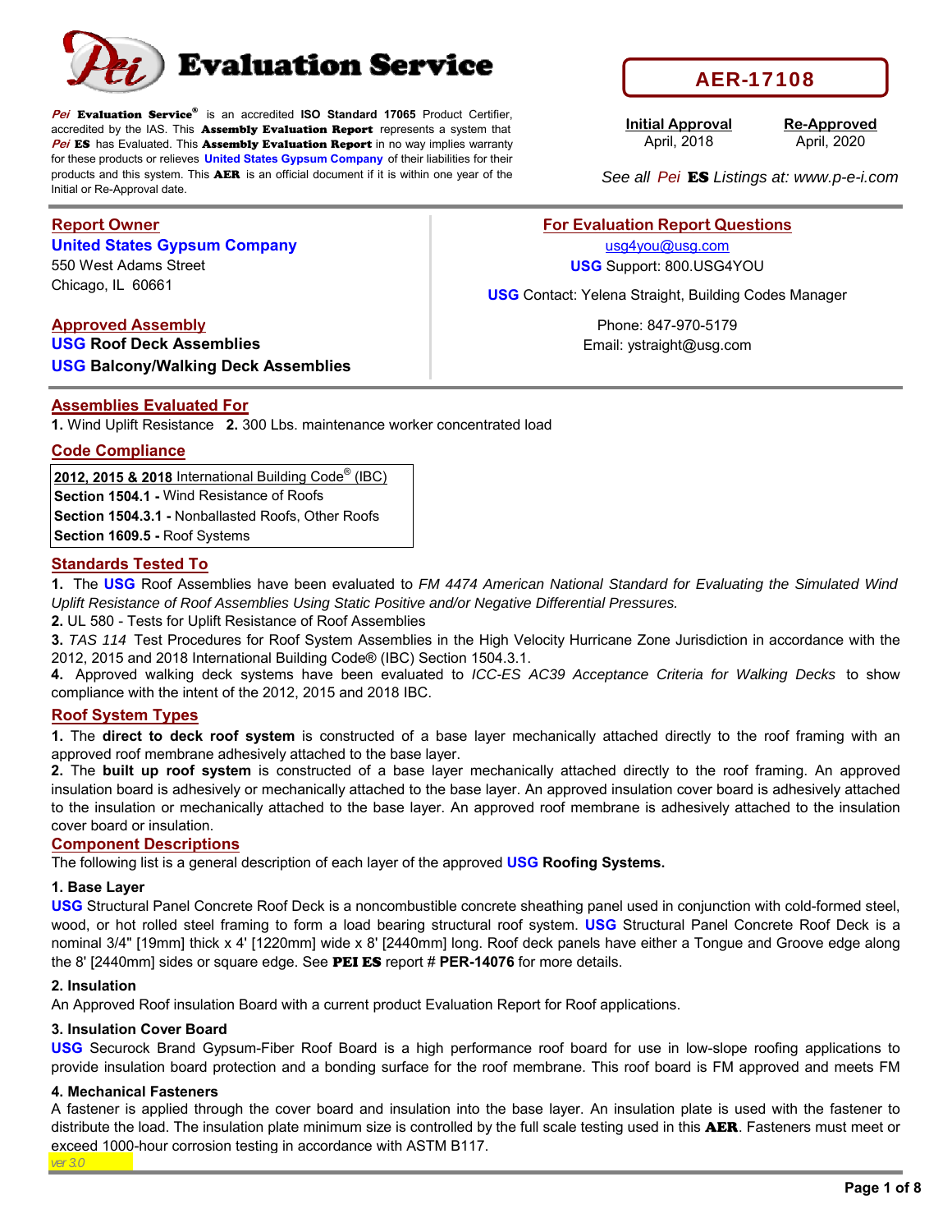# Pei Evaluation Service

**AER-17108**

*Pei* **Evaluation Service®** is an accredited **ISO Standard 17065** Product Certifier, accredited by the IAS. This **Assembly Evaluation Report** represents a system that *Pei* **ES** has Evaluated. This **Assembly Evaluation Report** in no way implies warranty for these products or relieves **United States Gypsum Company** of their liabilities for their products and this system. This **AER** is an official document if it is within one year of the Initial or Re-Approval date.

| Initial Approval | Re-Approved |
|---|---|
| April, 2018 | April, 2020 |

*See all Pei* **ES** *Listings at: www.p-e-i.com*

## Report Owner

**United States Gypsum Company**
550 West Adams Street
Chicago, IL 60661

## Approved Assembly

**USG Roof Deck Assemblies**
**USG Balcony/Walking Deck Assemblies**

## For Evaluation Report Questions

usg4you@usg.com
**USG** Support: 800.USG4YOU

**USG** Contact: Yelena Straight, Building Codes Manager

Phone: 847-970-5179
Email: ystraight@usg.com

## Assemblies Evaluated For

**1.** Wind Uplift Resistance **2.** 300 Lbs. maintenance worker concentrated load

## Code Compliance

| **2012, 2015 & 2018** International Building Code® (IBC) |
|---|
| **Section 1504.1 -** Wind Resistance of Roofs |
| **Section 1504.3.1 -** Nonballasted Roofs, Other Roofs |
| **Section 1609.5 -** Roof Systems |

## Standards Tested To

**1.** The **USG** Roof Assemblies have been evaluated to *FM 4474 American National Standard for Evaluating the Simulated Wind Uplift Resistance of Roof Assemblies Using Static Positive and/or Negative Differential Pressures.*

**2.** UL 580 - Tests for Uplift Resistance of Roof Assemblies

**3.** *TAS 114* Test Procedures for Roof System Assemblies in the High Velocity Hurricane Zone Jurisdiction in accordance with the 2012, 2015 and 2018 International Building Code® (IBC) Section 1504.3.1.

**4.** Approved walking deck systems have been evaluated to *ICC-ES AC39 Acceptance Criteria for Walking Decks* to show compliance with the intent of the 2012, 2015 and 2018 IBC.

## Roof System Types

**1.** The **direct to deck roof system** is constructed of a base layer mechanically attached directly to the roof framing with an approved roof membrane adhesively attached to the base layer.

**2.** The **built up roof system** is constructed of a base layer mechanically attached directly to the roof framing. An approved insulation board is adhesively or mechanically attached to the base layer. An approved insulation cover board is adhesively attached to the insulation or mechanically attached to the base layer. An approved roof membrane is adhesively attached to the insulation cover board or insulation.

## Component Descriptions

The following list is a general description of each layer of the approved **USG Roofing Systems.**

### 1. Base Layer

**USG** Structural Panel Concrete Roof Deck is a noncombustible concrete sheathing panel used in conjunction with cold-formed steel, wood, or hot rolled steel framing to form a load bearing structural roof system. **USG** Structural Panel Concrete Roof Deck is a nominal 3/4" [19mm] thick x 4' [1220mm] wide x 8' [2440mm] long. Roof deck panels have either a Tongue and Groove edge along the 8' [2440mm] sides or square edge. See **PEI ES** report # **PER-14076** for more details.

### 2. Insulation

An Approved Roof insulation Board with a current product Evaluation Report for Roof applications.

### 3. Insulation Cover Board

**USG** Securock Brand Gypsum-Fiber Roof Board is a high performance roof board for use in low-slope roofing applications to provide insulation board protection and a bonding surface for the roof membrane. This roof board is FM approved and meets FM

### 4. Mechanical Fasteners

A fastener is applied through the cover board and insulation into the base layer. An insulation plate is used with the fastener to distribute the load. The insulation plate minimum size is controlled by the full scale testing used in this **AER**. Fasteners must meet or exceed 1000-hour corrosion testing in accordance with ASTM B117.

*ver 3.0*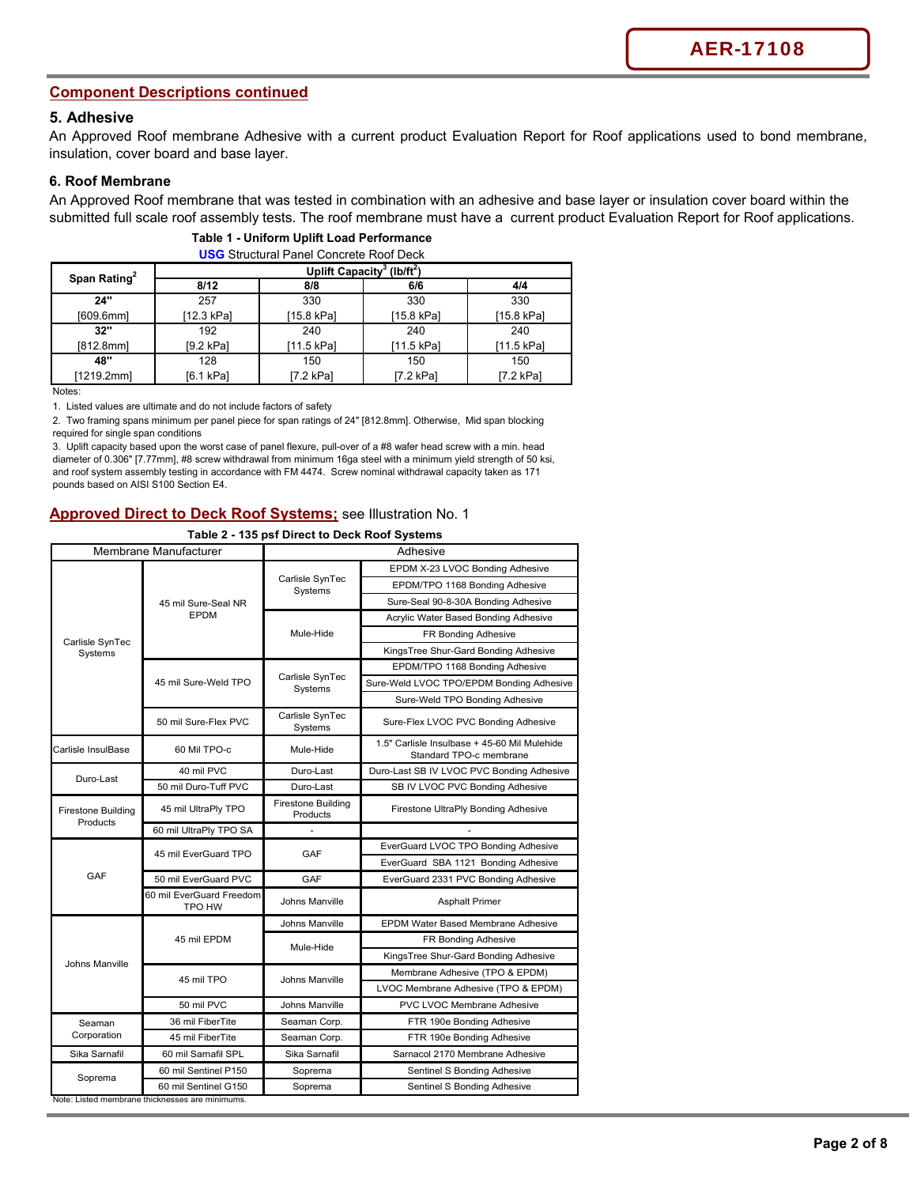## Component Descriptions continued

### 5. Adhesive

An Approved Roof membrane Adhesive with a current product Evaluation Report for Roof applications used to bond membrane, insulation, cover board and base layer.

### 6. Roof Membrane

An Approved Roof membrane that was tested in combination with an adhesive and base layer or insulation cover board within the submitted full scale roof assembly tests. The roof membrane must have a current product Evaluation Report for Roof applications.

**Table 1 - Uniform Uplift Load Performance**

**USG** Structural Panel Concrete Roof Deck

| Span Rating[2] | Uplift Capacity[3] (lb/ft[2]) | | | |
|---|---|---|---|---|
| | **8/12** | **8/8** | **6/6** | **4/4** |
| **24"** [609.6mm] | 257 [12.3 kPa] | 330 [15.8 kPa] | 330 [15.8 kPa] | 330 [15.8 kPa] |
| **32"** [812.8mm] | 192 [9.2 kPa] | 240 [11.5 kPa] | 240 [11.5 kPa] | 240 [11.5 kPa] |
| **48"** [1219.2mm] | 128 [6.1 kPa] | 150 [7.2 kPa] | 150 [7.2 kPa] | 150 [7.2 kPa] |

Notes:

1. Listed values are ultimate and do not include factors of safety
2. Two framing spans minimum per panel piece for span ratings of 24" [812.8mm]. Otherwise, Mid span blocking required for single span conditions
3. Uplift capacity based upon the worst case of panel flexure, pull-over of a #8 wafer head screw with a min. head diameter of 0.306" [7.77mm], #8 screw withdrawal from minimum 16ga steel with a minimum yield strength of 50 ksi, and roof system assembly testing in accordance with FM 4474. Screw nominal withdrawal capacity taken as 171 pounds based on AISI S100 Section E4.

## Approved Direct to Deck Roof Systems; see Illustration No. 1

**Table 2 - 135 psf Direct to Deck Roof Systems**

| Membrane Manufacturer | | Adhesive | |
|---|---|---|---|
| Carlisle SynTec Systems | 45 mil Sure-Seal NR EPDM | Carlisle SynTec Systems | EPDM X-23 LVOC Bonding Adhesive |
| | | | EPDM/TPO 1168 Bonding Adhesive |
| | | | Sure-Seal 90-8-30A Bonding Adhesive |
| | | Mule-Hide | Acrylic Water Based Bonding Adhesive |
| | | | FR Bonding Adhesive |
| | | | KingsTree Shur-Gard Bonding Adhesive |
| | 45 mil Sure-Weld TPO | Carlisle SynTec Systems | EPDM/TPO 1168 Bonding Adhesive |
| | | | Sure-Weld LVOC TPO/EPDM Bonding Adhesive |
| | | | Sure-Weld TPO Bonding Adhesive |
| | 50 mil Sure-Flex PVC | Carlisle SynTec Systems | Sure-Flex LVOC PVC Bonding Adhesive |
| Carlisle InsulBase | 60 Mil TPO-c | Mule-Hide | 1.5" Carlisle Insulbase + 45-60 Mil Mulehide Standard TPO-c membrane |
| Duro-Last | 40 mil PVC | Duro-Last | Duro-Last SB IV LVOC PVC Bonding Adhesive |
| | 50 mil Duro-Tuff PVC | Duro-Last | SB IV LVOC PVC Bonding Adhesive |
| Firestone Building Products | 45 mil UltraPly TPO | Firestone Building Products | Firestone UltraPly Bonding Adhesive |
| | 60 mil UltraPly TPO SA | - | - |
| GAF | 45 mil EverGuard TPO | GAF | EverGuard LVOC TPO Bonding Adhesive |
| | | | EverGuard SBA 1121 Bonding Adhesive |
| | 50 mil EverGuard PVC | GAF | EverGuard 2331 PVC Bonding Adhesive |
| | 60 mil EverGuard Freedom TPO HW | Johns Manville | Asphalt Primer |
| Johns Manville | 45 mil EPDM | Johns Manville | EPDM Water Based Membrane Adhesive |
| | | Mule-Hide | FR Bonding Adhesive |
| | | | KingsTree Shur-Gard Bonding Adhesive |
| | 45 mil TPO | Johns Manville | Membrane Adhesive (TPO & EPDM) |
| | | | LVOC Membrane Adhesive (TPO & EPDM) |
| | 50 mil PVC | Johns Manville | PVC LVOC Membrane Adhesive |
| Seaman Corporation | 36 mil FiberTite | Seaman Corp. | FTR 190e Bonding Adhesive |
| | 45 mil FiberTite | Seaman Corp. | FTR 190e Bonding Adhesive |
| Sika Sarnafil | 60 mil Sarnafil SPL | Sika Sarnafil | Sarnacol 2170 Membrane Adhesive |
| Soprema | 60 mil Sentinel P150 | Soprema | Sentinel S Bonding Adhesive |
| | 60 mil Sentinel G150 | Soprema | Sentinel S Bonding Adhesive |

Note: Listed membrane thicknesses are minimums.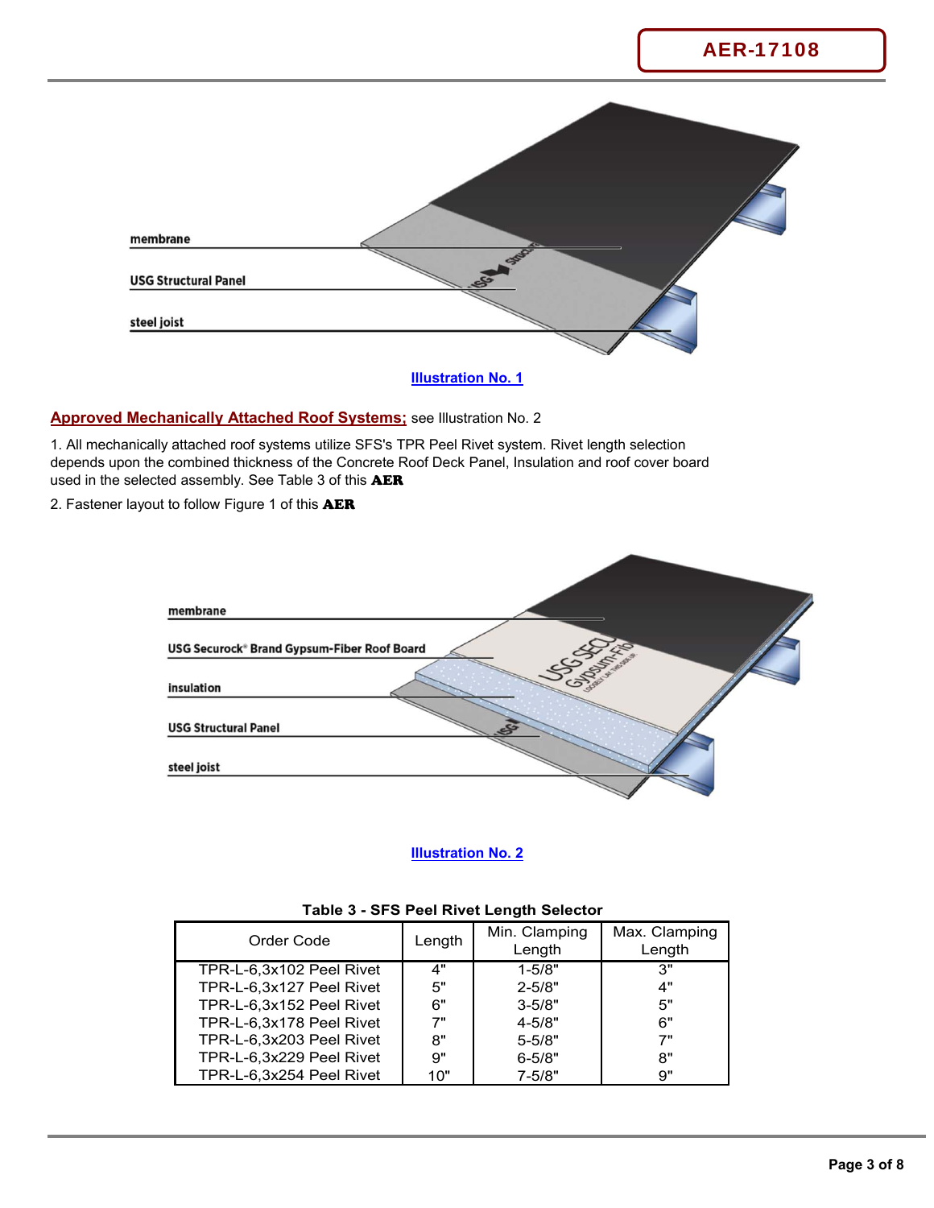membrane

USG Structural Panel

steel joist

Illustration No. 1

**Approved Mechanically Attached Roof Systems;** see Illustration No. 2

1. All mechanically attached roof systems utilize SFS's TPR Peel Rivet system. Rivet length selection depends upon the combined thickness of the Concrete Roof Deck Panel, Insulation and roof cover board used in the selected assembly. See Table 3 of this **AER**
2. Fastener layout to follow Figure 1 of this **AER**

membrane

USG Securock® Brand Gypsum-Fiber Roof Board

insulation

USG Structural Panel

steel joist

Illustration No. 2

**Table 3 - SFS Peel Rivet Length Selector**

| Order Code | Length | Min. Clamping Length | Max. Clamping Length |
|---|---|---|---|
| TPR-L-6,3x102 Peel Rivet | 4" | 1-5/8" | 3" |
| TPR-L-6,3x127 Peel Rivet | 5" | 2-5/8" | 4" |
| TPR-L-6,3x152 Peel Rivet | 6" | 3-5/8" | 5" |
| TPR-L-6,3x178 Peel Rivet | 7" | 4-5/8" | 6" |
| TPR-L-6,3x203 Peel Rivet | 8" | 5-5/8" | 7" |
| TPR-L-6,3x229 Peel Rivet | 9" | 6-5/8" | 8" |
| TPR-L-6,3x254 Peel Rivet | 10" | 7-5/8" | 9" |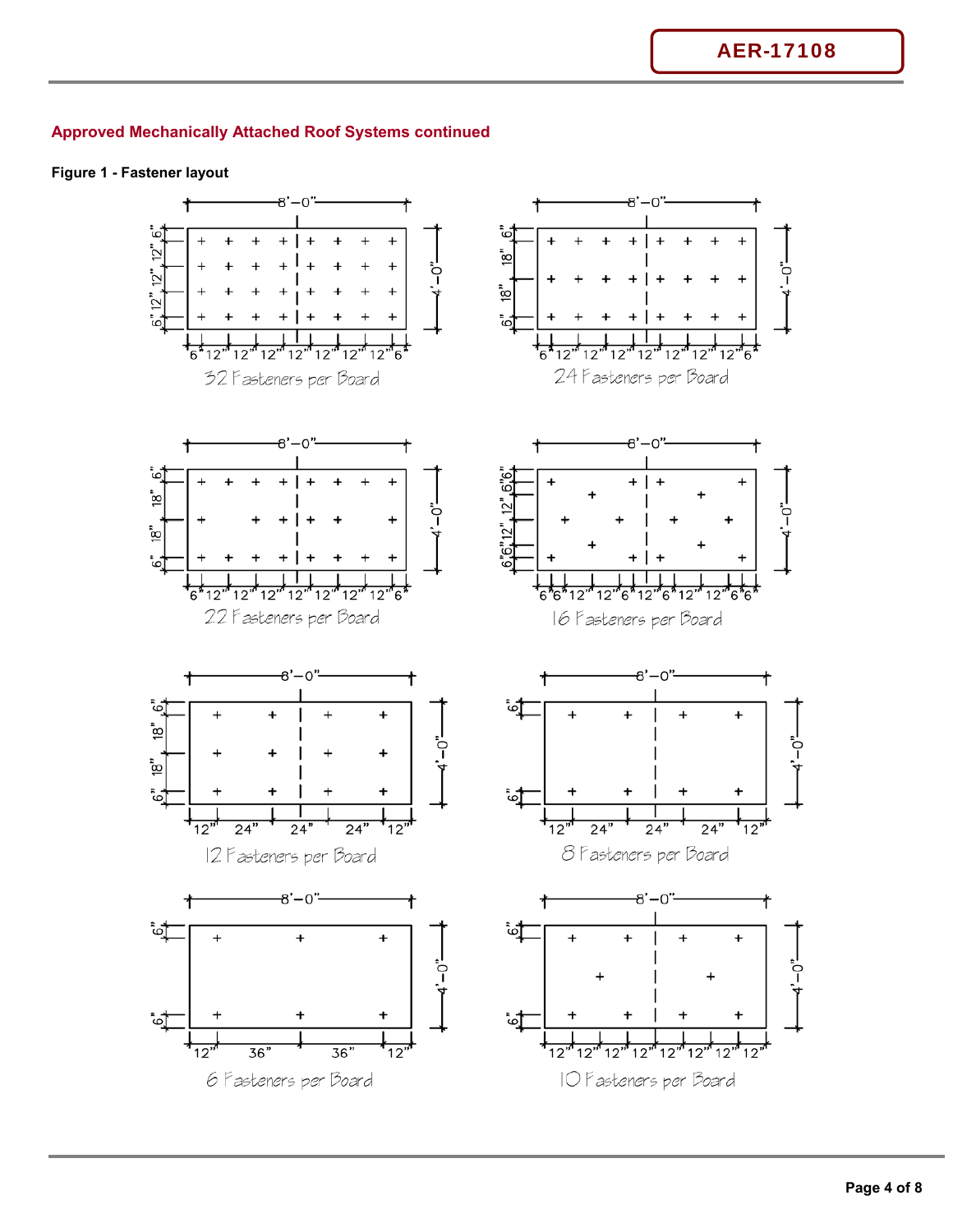## Approved Mechanically Attached Roof Systems continued

**Figure 1 - Fastener layout**

32 Fasteners per Board

24 Fasteners per Board

22 Fasteners per Board

16 Fasteners per Board

12 Fasteners per Board

8 Fasteners per Board

6 Fasteners per Board

10 Fasteners per Board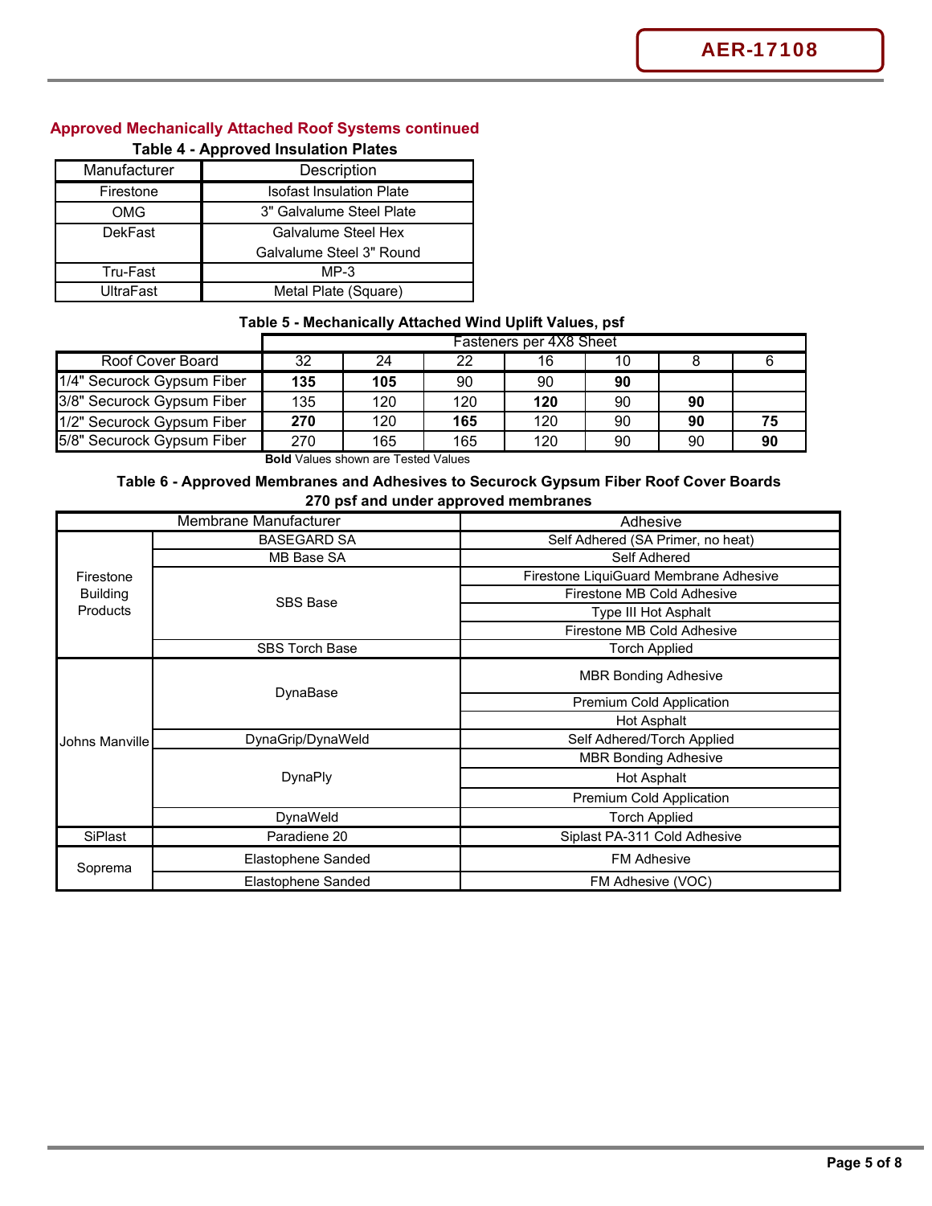## Approved Mechanically Attached Roof Systems continued

**Table 4 - Approved Insulation Plates**

| Manufacturer | Description |
|---|---|
| Firestone | Isofast Insulation Plate |
| OMG | 3" Galvalume Steel Plate |
| DekFast | Galvalume Steel Hex<br>Galvalume Steel 3" Round |
| Tru-Fast | MP-3 |
| UltraFast | Metal Plate (Square) |

**Table 5 - Mechanically Attached Wind Uplift Values, psf**

| | Fasteners per 4X8 Sheet | | | | | | |
|---|---|---|---|---|---|---|---|
| Roof Cover Board | 32 | 24 | 22 | 16 | 10 | 8 | 6 |
| 1/4" Securock Gypsum Fiber | **135** | **105** | 90 | 90 | **90** | | |
| 3/8" Securock Gypsum Fiber | 135 | 120 | 120 | **120** | 90 | **90** | |
| 1/2" Securock Gypsum Fiber | **270** | 120 | **165** | 120 | 90 | **90** | **75** |
| 5/8" Securock Gypsum Fiber | 270 | 165 | 165 | 120 | 90 | 90 | **90** |

**Bold** Values shown are Tested Values

**Table 6 - Approved Membranes and Adhesives to Securock Gypsum Fiber Roof Cover Boards 270 psf and under approved membranes**

| Membrane Manufacturer | | Adhesive |
|---|---|---|
| Firestone Building Products | BASEGARD SA | Self Adhered (SA Primer, no heat) |
| | MB Base SA | Self Adhered |
| | SBS Base | Firestone LiquiGuard Membrane Adhesive |
| | | Firestone MB Cold Adhesive |
| | | Type III Hot Asphalt |
| | | Firestone MB Cold Adhesive |
| | SBS Torch Base | Torch Applied |
| Johns Manville | DynaBase | MBR Bonding Adhesive |
| | | Premium Cold Application |
| | | Hot Asphalt |
| | DynaGrip/DynaWeld | Self Adhered/Torch Applied |
| | DynaPly | MBR Bonding Adhesive |
| | | Hot Asphalt |
| | | Premium Cold Application |
| | DynaWeld | Torch Applied |
| SiPlast | Paradiene 20 | Siplast PA-311 Cold Adhesive |
| Soprema | Elastophene Sanded | FM Adhesive |
| | Elastophene Sanded | FM Adhesive (VOC) |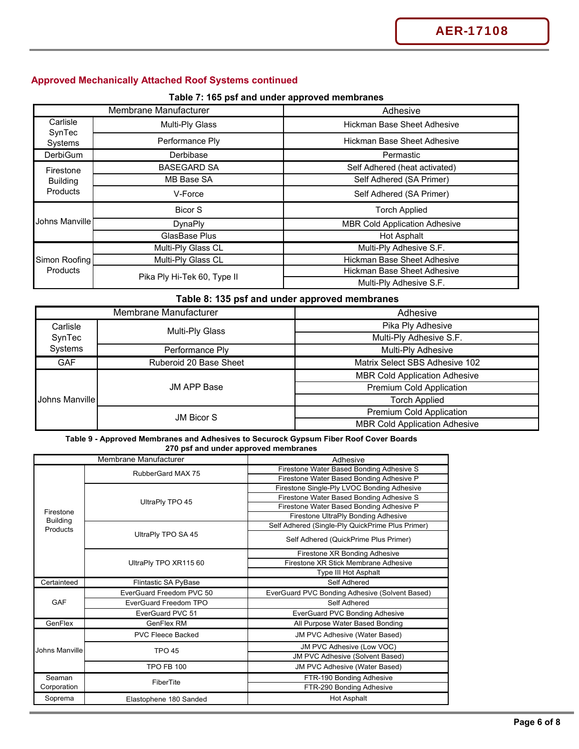## Approved Mechanically Attached Roof Systems continued

**Table 7: 165 psf and under approved membranes**

| Membrane Manufacturer | | Adhesive |
|---|---|---|
| Carlisle SynTec Systems | Multi-Ply Glass | Hickman Base Sheet Adhesive |
| | Performance Ply | Hickman Base Sheet Adhesive |
| DerbiGum | Derbibase | Permastic |
| Firestone Building Products | BASEGARD SA | Self Adhered (heat activated) |
| | MB Base SA | Self Adhered (SA Primer) |
| | V-Force | Self Adhered (SA Primer) |
| Johns Manville | Bicor S | Torch Applied |
| | DynaPly | MBR Cold Application Adhesive |
| | GlasBase Plus | Hot Asphalt |
| Simon Roofing Products | Multi-Ply Glass CL | Multi-Ply Adhesive S.F. |
| | Multi-Ply Glass CL | Hickman Base Sheet Adhesive |
| | Pika Ply Hi-Tek 60, Type II | Hickman Base Sheet Adhesive |
| | | Multi-Ply Adhesive S.F. |

**Table 8: 135 psf and under approved membranes**

| Membrane Manufacturer | | Adhesive |
|---|---|---|
| Carlisle SynTec Systems | Multi-Ply Glass | Pika Ply Adhesive |
| | | Multi-Ply Adhesive S.F. |
| | Performance Ply | Multi-Ply Adhesive |
| GAF | Ruberoid 20 Base Sheet | Matrix Select SBS Adhesive 102 |
| Johns Manville | JM APP Base | MBR Cold Application Adhesive |
| | | Premium Cold Application |
| | | Torch Applied |
| | JM Bicor S | Premium Cold Application |
| | | MBR Cold Application Adhesive |

**Table 9 - Approved Membranes and Adhesives to Securock Gypsum Fiber Roof Cover Boards**
**270 psf and under approved membranes**

| Membrane Manufacturer | | Adhesive |
|---|---|---|
| Firestone Building Products | RubberGard MAX 75 | Firestone Water Based Bonding Adhesive S |
| | | Firestone Water Based Bonding Adhesive P |
| | UltraPly TPO 45 | Firestone Single-Ply LVOC Bonding Adhesive |
| | | Firestone Water Based Bonding Adhesive S |
| | | Firestone Water Based Bonding Adhesive P |
| | | Firestone UltraPly Bonding Adhesive |
| | UltraPly TPO SA 45 | Self Adhered (Single-Ply QuickPrime Plus Primer) |
| | | Self Adhered (QuickPrime Plus Primer) |
| | UltraPly TPO XR115 60 | Firestone XR Bonding Adhesive |
| | | Firestone XR Stick Membrane Adhesive |
| | | Type III Hot Asphalt |
| Certainteed | Flintastic SA PyBase | Self Adhered |
| GAF | EverGuard Freedom PVC 50 | EverGuard PVC Bonding Adhesive (Solvent Based) |
| | EverGuard Freedom TPO | Self Adhered |
| | EverGuard PVC 51 | EverGuard PVC Bonding Adhesive |
| GenFlex | GenFlex RM | All Purpose Water Based Bonding |
| Johns Manville | PVC Fleece Backed | JM PVC Adhesive (Water Based) |
| | TPO 45 | JM PVC Adhesive (Low VOC) |
| | | JM PVC Adhesive (Solvent Based) |
| | TPO FB 100 | JM PVC Adhesive (Water Based) |
| Seaman Corporation | FiberTite | FTR-190 Bonding Adhesive |
| | | FTR-290 Bonding Adhesive |
| Soprema | Elastophene 180 Sanded | Hot Asphalt |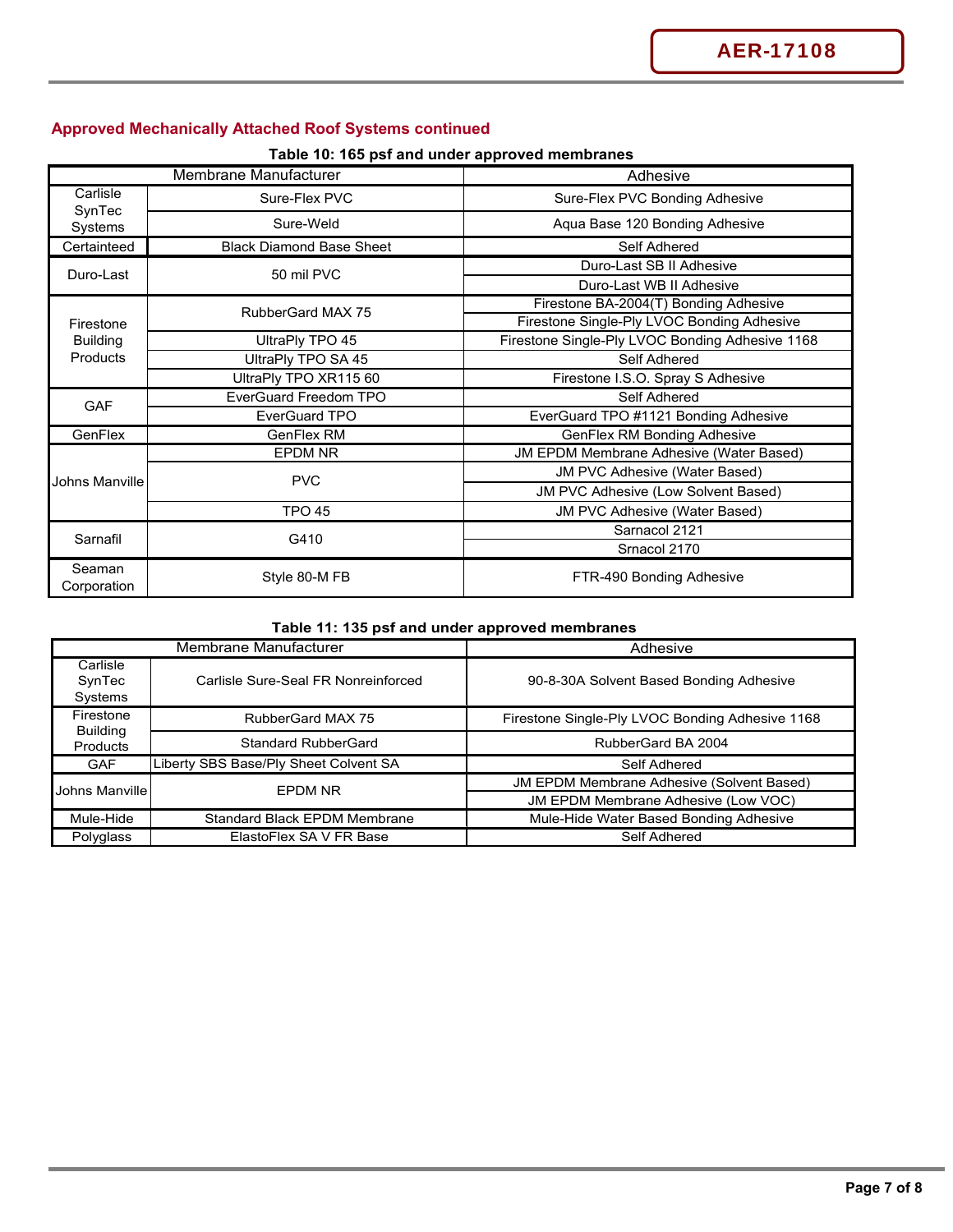## Approved Mechanically Attached Roof Systems continued

**Table 10: 165 psf and under approved membranes**

| Membrane Manufacturer | | Adhesive |
|---|---|---|
| Carlisle SynTec Systems | Sure-Flex PVC | Sure-Flex PVC Bonding Adhesive |
| | Sure-Weld | Aqua Base 120 Bonding Adhesive |
| Certainteed | Black Diamond Base Sheet | Self Adhered |
| Duro-Last | 50 mil PVC | Duro-Last SB II Adhesive |
| | | Duro-Last WB II Adhesive |
| Firestone Building Products | RubberGard MAX 75 | Firestone BA-2004(T) Bonding Adhesive |
| | | Firestone Single-Ply LVOC Bonding Adhesive |
| | UltraPly TPO 45 | Firestone Single-Ply LVOC Bonding Adhesive 1168 |
| | UltraPly TPO SA 45 | Self Adhered |
| | UltraPly TPO XR115 60 | Firestone I.S.O. Spray S Adhesive |
| GAF | EverGuard Freedom TPO | Self Adhered |
| | EverGuard TPO | EverGuard TPO #1121 Bonding Adhesive |
| GenFlex | GenFlex RM | GenFlex RM Bonding Adhesive |
| Johns Manville | EPDM NR | JM EPDM Membrane Adhesive (Water Based) |
| | PVC | JM PVC Adhesive (Water Based) |
| | | JM PVC Adhesive (Low Solvent Based) |
| | TPO 45 | JM PVC Adhesive (Water Based) |
| Sarnafil | G410 | Sarnacol 2121 |
| | | Srnacol 2170 |
| Seaman Corporation | Style 80-M FB | FTR-490 Bonding Adhesive |

**Table 11: 135 psf and under approved membranes**

| Membrane Manufacturer | | Adhesive |
|---|---|---|
| Carlisle SynTec Systems | Carlisle Sure-Seal FR Nonreinforced | 90-8-30A Solvent Based Bonding Adhesive |
| Firestone Building Products | RubberGard MAX 75 | Firestone Single-Ply LVOC Bonding Adhesive 1168 |
| | Standard RubberGard | RubberGard BA 2004 |
| GAF | Liberty SBS Base/Ply Sheet Colvent SA | Self Adhered |
| Johns Manville | EPDM NR | JM EPDM Membrane Adhesive (Solvent Based) |
| | | JM EPDM Membrane Adhesive (Low VOC) |
| Mule-Hide | Standard Black EPDM Membrane | Mule-Hide Water Based Bonding Adhesive |
| Polyglass | ElastoFlex SA V FR Base | Self Adhered |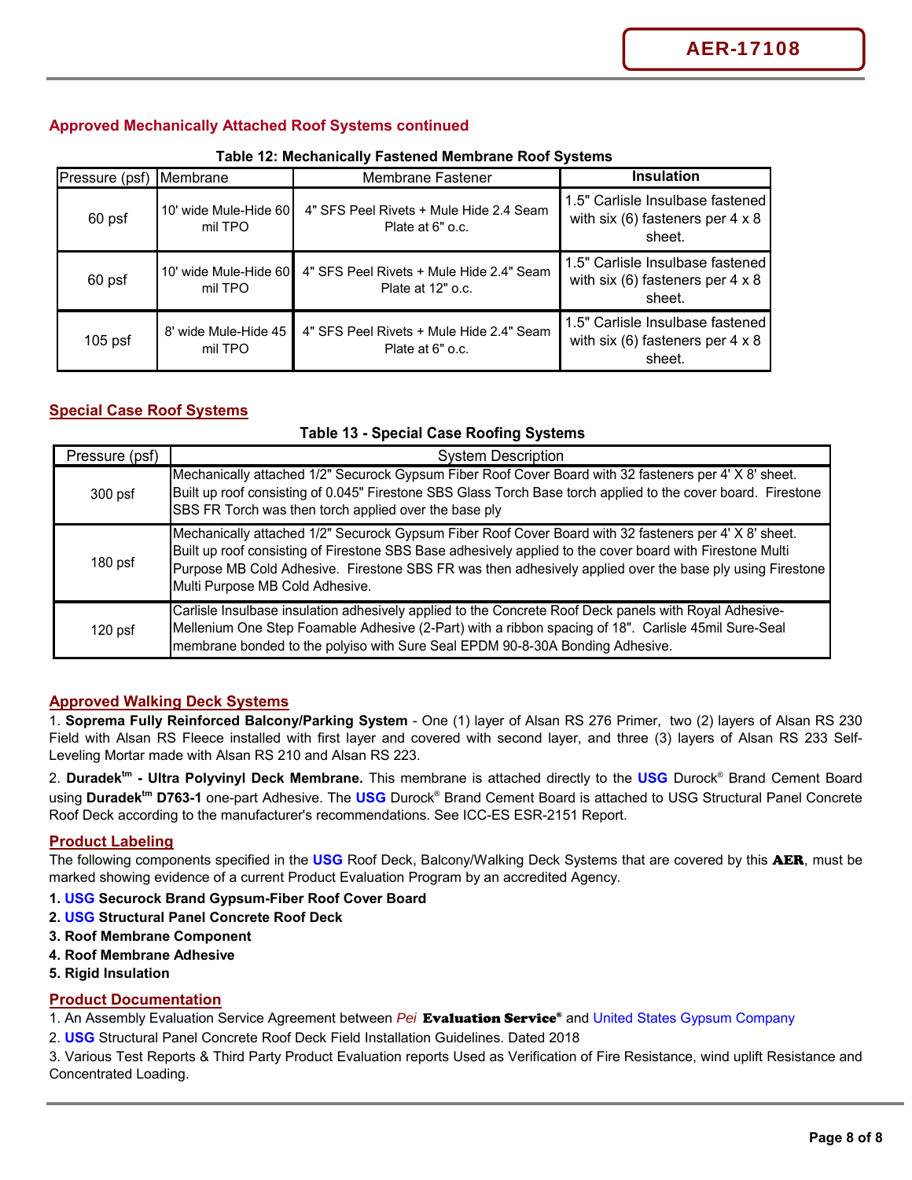### Approved Mechanically Attached Roof Systems continued

**Table 12: Mechanically Fastened Membrane Roof Systems**

| Pressure (psf) | Membrane | Membrane Fastener | Insulation |
|---|---|---|---|
| 60 psf | 10' wide Mule-Hide 60 mil TPO | 4" SFS Peel Rivets + Mule Hide 2.4 Seam Plate at 6" o.c. | 1.5" Carlisle Insulbase fastened with six (6) fasteners per 4 x 8 sheet. |
| 60 psf | 10' wide Mule-Hide 60 mil TPO | 4" SFS Peel Rivets + Mule Hide 2.4" Seam Plate at 12" o.c. | 1.5" Carlisle Insulbase fastened with six (6) fasteners per 4 x 8 sheet. |
| 105 psf | 8' wide Mule-Hide 45 mil TPO | 4" SFS Peel Rivets + Mule Hide 2.4" Seam Plate at 6" o.c. | 1.5" Carlisle Insulbase fastened with six (6) fasteners per 4 x 8 sheet. |

### Special Case Roof Systems

**Table 13 - Special Case Roofing Systems**

| Pressure (psf) | System Description |
|---|---|
| 300 psf | Mechanically attached 1/2" Securock Gypsum Fiber Roof Cover Board with 32 fasteners per 4' X 8' sheet. Built up roof consisting of 0.045" Firestone SBS Glass Torch Base torch applied to the cover board. Firestone SBS FR Torch was then torch applied over the base ply |
| 180 psf | Mechanically attached 1/2" Securock Gypsum Fiber Roof Cover Board with 32 fasteners per 4' X 8' sheet. Built up roof consisting of Firestone SBS Base adhesively applied to the cover board with Firestone Multi Purpose MB Cold Adhesive. Firestone SBS FR was then adhesively applied over the base ply using Firestone Multi Purpose MB Cold Adhesive. |
| 120 psf | Carlisle Insulbase insulation adhesively applied to the Concrete Roof Deck panels with Royal Adhesive-Mellenium One Step Foamable Adhesive (2-Part) with a ribbon spacing of 18". Carlisle 45mil Sure-Seal membrane bonded to the polyiso with Sure Seal EPDM 90-8-30A Bonding Adhesive. |

### Approved Walking Deck Systems

1. **Soprema Fully Reinforced Balcony/Parking System** - One (1) layer of Alsan RS 276 Primer, two (2) layers of Alsan RS 230 Field with Alsan RS Fleece installed with first layer and covered with second layer, and three (3) layers of Alsan RS 233 Self-Leveling Mortar made with Alsan RS 210 and Alsan RS 223.

2. **Duradek™ - Ultra Polyvinyl Deck Membrane.** This membrane is attached directly to the **USG** Durock® Brand Cement Board using **Duradek™ D763-1** one-part Adhesive. The **USG** Durock® Brand Cement Board is attached to USG Structural Panel Concrete Roof Deck according to the manufacturer's recommendations. See ICC-ES ESR-2151 Report.

### Product Labeling

The following components specified in the **USG** Roof Deck, Balcony/Walking Deck Systems that are covered by this **AER**, must be marked showing evidence of a current Product Evaluation Program by an accredited Agency.

1. **USG Securock Brand Gypsum-Fiber Roof Cover Board**
2. **USG Structural Panel Concrete Roof Deck**
3. **Roof Membrane Component**
4. **Roof Membrane Adhesive**
5. **Rigid Insulation**

### Product Documentation

1. An Assembly Evaluation Service Agreement between *Pei* **Evaluation Service®** and United States Gypsum Company
2. **USG** Structural Panel Concrete Roof Deck Field Installation Guidelines. Dated 2018
3. Various Test Reports & Third Party Product Evaluation reports Used as Verification of Fire Resistance, wind uplift Resistance and Concentrated Loading.